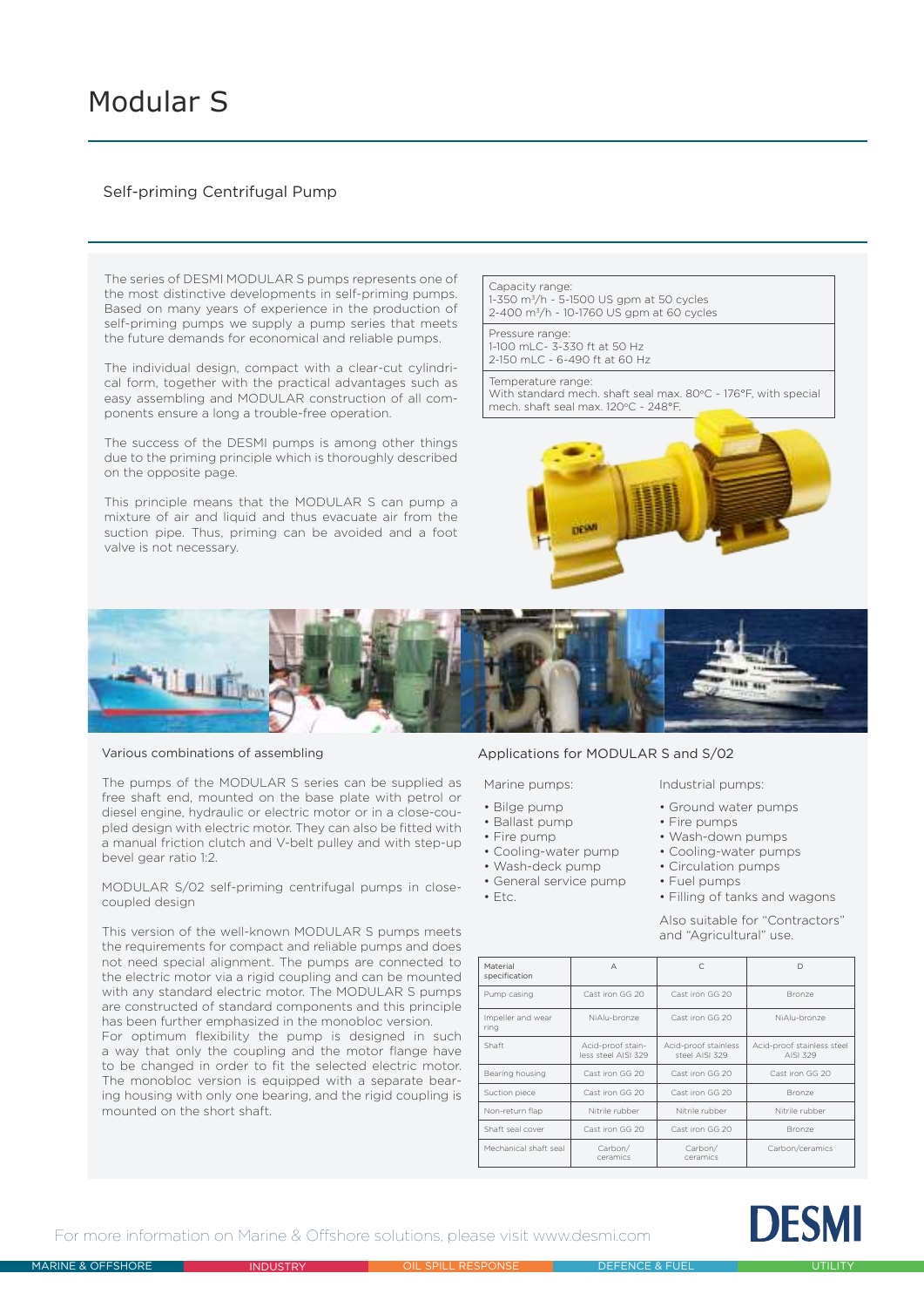# Modular S

## Self-priming Centrifugal Pump

The series of DESMI MODULAR S pumps represents one of the most distinctive developments in self-priming pumps. Based on many years of experience in the production of self-priming pumps we supply a pump series that meets the future demands for economical and reliable pumps.

The individual design, compact with a clear-cut cylindrical form, together with the practical advantages such as easy assembling and MODULAR construction of all components ensure a long a trouble-free operation.

The success of the DESMI pumps is among other things due to the priming principle which is thoroughly described on the opposite page.

This principle means that the MODULAR S can pump a mixture of air and liquid and thus evacuate air from the suction pipe. Thus, priming can be avoided and a foot valve is not necessary.

Capacity range:
1-350 $m^3/h$ - 5-1500 US gpm at 50 cycles
2-400 $m^3/h$ - 10-1760 US gpm at 60 cycles

Pressure range:
1-100 mLC- 3-330 ft at 50 Hz
2-150 mLC - 6-490 ft at 60 Hz

Temperature range:
With standard mech. shaft seal max. 80°C - 176°F, with special mech. shaft seal max. 120°C - 248°F.

### Various combinations of assembling

The pumps of the MODULAR S series can be supplied as free shaft end, mounted on the base plate with petrol or diesel engine, hydraulic or electric motor or in a close-coupled design with electric motor. They can also be fitted with a manual friction clutch and V-belt pulley and with step-up bevel gear ratio 1:2.

MODULAR S/02 self-priming centrifugal pumps in close-coupled design

This version of the well-known MODULAR S pumps meets the requirements for compact and reliable pumps and does not need special alignment. The pumps are connected to the electric motor via a rigid coupling and can be mounted with any standard electric motor. The MODULAR S pumps are constructed of standard components and this principle has been further emphasized in the monobloc version.
For optimum flexibility the pump is designed in such a way that only the coupling and the motor flange have to be changed in order to fit the selected electric motor. The monobloc version is equipped with a separate bearing housing with only one bearing, and the rigid coupling is mounted on the short shaft.

### Applications for MODULAR S and S/02

Marine pumps:

- Bilge pump
- Ballast pump
- Fire pump
- Cooling-water pump
- Wash-deck pump
- General service pump
- Etc.

Industrial pumps:

- Ground water pumps
- Fire pumps
- Wash-down pumps
- Cooling-water pumps
- Circulation pumps
- Fuel pumps
- Filling of tanks and wagons

Also suitable for "Contractors" and "Agricultural" use.

| Material specification | A | C | D |
|---|---|---|---|
| Pump casing | Cast iron GG 20 | Cast iron GG 20 | Bronze |
| Impeller and wear ring | NiAlu-bronze | Cast iron GG 20 | NiAlu-bronze |
| Shaft | Acid-proof stainless steel AISI 329 | Acid-proof stainless steel AISI 329 | Acid-proof stainless steel AISI 329 |
| Bearing housing | Cast iron GG 20 | Cast iron GG 20 | Cast iron GG 20 |
| Suction piece | Cast iron GG 20 | Cast iron GG 20 | Bronze |
| Non-return flap | Nitrile rubber | Nitrile rubber | Nitrile rubber |
| Shaft seal cover | Cast iron GG 20 | Cast iron GG 20 | Bronze |
| Mechanical shaft seal | Carbon/ceramics | Carbon/ceramics | Carbon/ceramics |

For more information on Marine & Offshore solutions, please visit www.desmi.com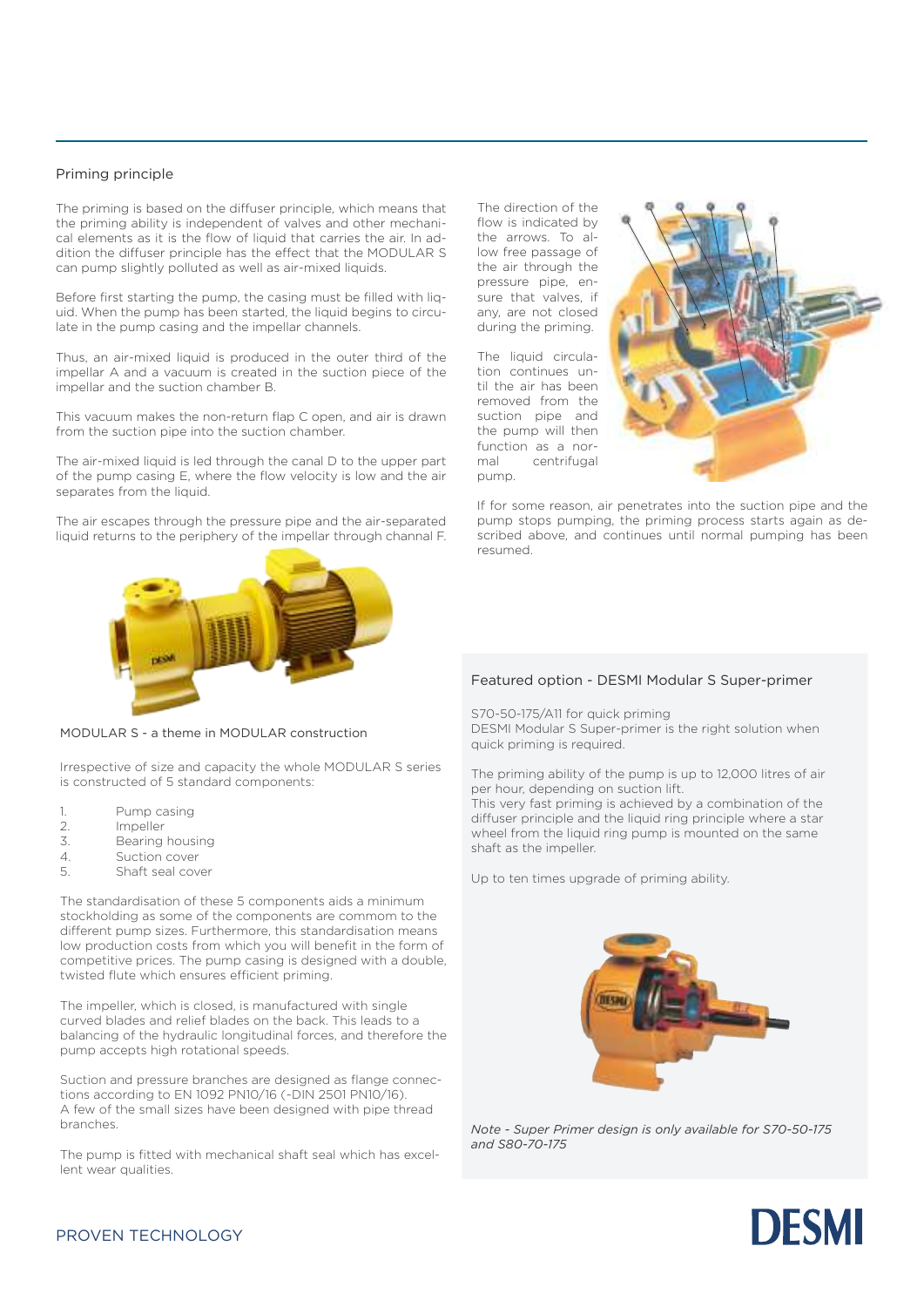## Priming principle

The priming is based on the diffuser principle, which means that the priming ability is independent of valves and other mechanical elements as it is the flow of liquid that carries the air. In addition the diffuser principle has the effect that the MODULAR S can pump slightly polluted as well as air-mixed liquids.

Before first starting the pump, the casing must be filled with liquid. When the pump has been started, the liquid begins to circulate in the pump casing and the impellar channels.

Thus, an air-mixed liquid is produced in the outer third of the impellar A and a vacuum is created in the suction piece of the impellar and the suction chamber B.

This vacuum makes the non-return flap C open, and air is drawn from the suction pipe into the suction chamber.

The air-mixed liquid is led through the canal D to the upper part of the pump casing E, where the flow velocity is low and the air separates from the liquid.

The air escapes through the pressure pipe and the air-separated liquid returns to the periphery of the impellar through channal F.

The direction of the flow is indicated by the arrows. To allow free passage of the air through the pressure pipe, ensure that valves, if any, are not closed during the priming.

The liquid circulation continues until the air has been removed from the suction pipe and the pump will then function as a normal centrifugal pump.

If for some reason, air penetrates into the suction pipe and the pump stops pumping, the priming process starts again as described above, and continues until normal pumping has been resumed.

### MODULAR S - a theme in MODULAR construction

Irrespective of size and capacity the whole MODULAR S series is constructed of 5 standard components:

1. Pump casing
2. Impeller
3. Bearing housing
4. Suction cover
5. Shaft seal cover

The standardisation of these 5 components aids a minimum stockholding as some of the components are commom to the different pump sizes. Furthermore, this standardisation means low production costs from which you will benefit in the form of competitive prices. The pump casing is designed with a double, twisted flute which ensures efficient priming.

The impeller, which is closed, is manufactured with single curved blades and relief blades on the back. This leads to a balancing of the hydraulic longitudinal forces, and therefore the pump accepts high rotational speeds.

Suction and pressure branches are designed as flange connections according to EN 1092 PN10/16 (-DIN 2501 PN10/16). A few of the small sizes have been designed with pipe thread branches.

The pump is fitted with mechanical shaft seal which has excellent wear qualities.

### Featured option - DESMI Modular S Super-primer

S70-50-175/A11 for quick priming
DESMI Modular S Super-primer is the right solution when quick priming is required.

The priming ability of the pump is up to 12,000 litres of air per hour, depending on suction lift.
This very fast priming is achieved by a combination of the diffuser principle and the liquid ring principle where a star wheel from the liquid ring pump is mounted on the same shaft as the impeller.

Up to ten times upgrade of priming ability.

*Note - Super Primer design is only available for S70-50-175 and S80-70-175*

PROVEN TECHNOLOGY

DESMI